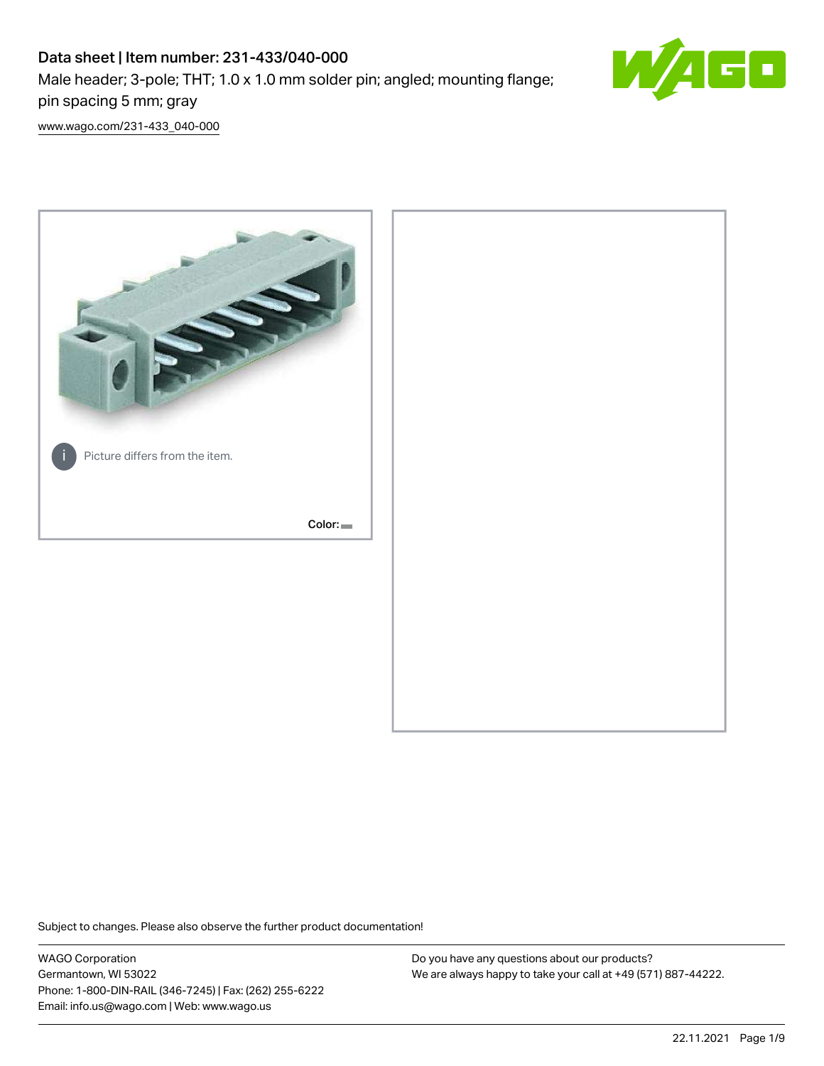# Data sheet | Item number: 231-433/040-000

Male header; 3-pole; THT; 1.0 x 1.0 mm solder pin; angled; mounting flange; pin spacing 5 mm; gray

www.wago.com/231-433_040-000

Picture differs from the item.

Color:

Subject to changes. Please also observe the further product documentation!

WAGO Corporation
Germantown, WI 53022
Phone: 1-800-DIN-RAIL (346-7245) | Fax: (262) 255-6222
Email: info.us@wago.com | Web: www.wago.us

Do you have any questions about our products?
We are always happy to take your call at +49 (571) 887-44222.

22.11.2021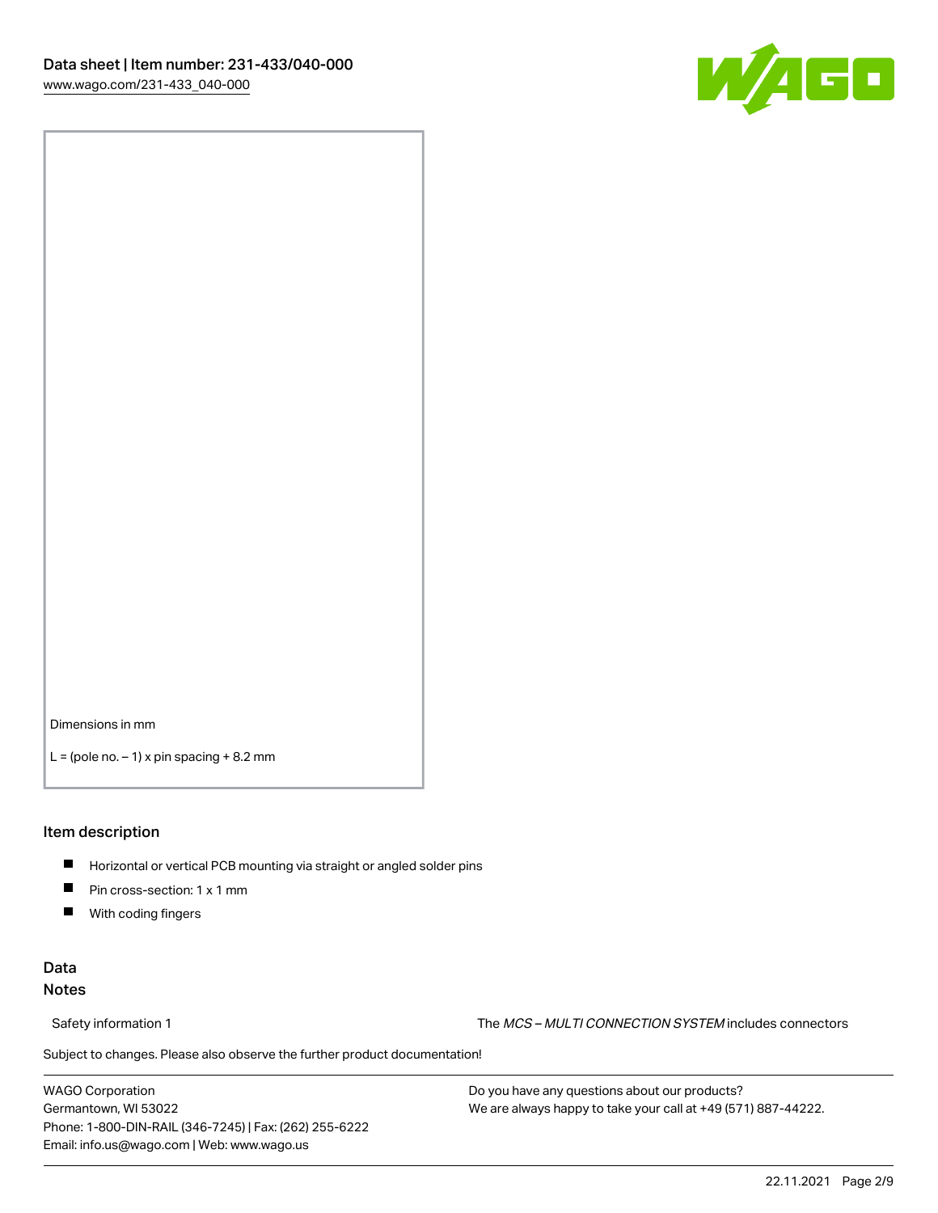Dimensions in mm

L = (pole no. – 1) x pin spacing + 8.2 mm

## Item description

- Horizontal or vertical PCB mounting via straight or angled solder pins
- Pin cross-section: 1 x 1 mm
- With coding fingers

## Data

### Notes

Safety information 1 The *MCS – MULTI CONNECTION SYSTEM* includes connectors

Subject to changes. Please also observe the further product documentation!

WAGO Corporation
Germantown, WI 53022
Phone: 1-800-DIN-RAIL (346-7245) | Fax: (262) 255-6222
Email: info.us@wago.com | Web: www.wago.us

Do you have any questions about our products?
We are always happy to take your call at +49 (571) 887-44222.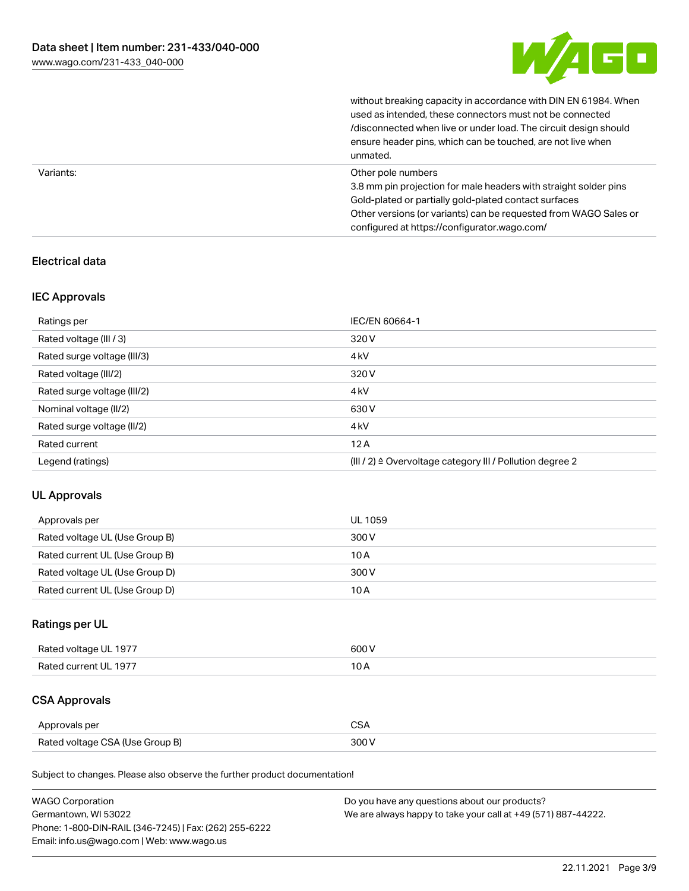| | |
|---|---|
| | without breaking capacity in accordance with DIN EN 61984. When used as intended, these connectors must not be connected /disconnected when live or under load. The circuit design should ensure header pins, which can be touched, are not live when unmated. |
| Variants: | Other pole numbers<br>3.8 mm pin projection for male headers with straight solder pins<br>Gold-plated or partially gold-plated contact surfaces<br>Other versions (or variants) can be requested from WAGO Sales or configured at https://configurator.wago.com/ |

## Electrical data

### IEC Approvals

| Ratings per | IEC/EN 60664-1 |
|---|---|
| Rated voltage (III / 3) | 320 V |
| Rated surge voltage (III/3) | 4 kV |
| Rated voltage (III/2) | 320 V |
| Rated surge voltage (III/2) | 4 kV |
| Nominal voltage (II/2) | 630 V |
| Rated surge voltage (II/2) | 4 kV |
| Rated current | 12 A |
| Legend (ratings) | (III / 2) ≙ Overvoltage category III / Pollution degree 2 |

### UL Approvals

| Approvals per | UL 1059 |
|---|---|
| Rated voltage UL (Use Group B) | 300 V |
| Rated current UL (Use Group B) | 10 A |
| Rated voltage UL (Use Group D) | 300 V |
| Rated current UL (Use Group D) | 10 A |

### Ratings per UL

| Rated voltage UL 1977 | 600 V |
|---|---|
| Rated current UL 1977 | 10 A |

### CSA Approvals

| Approvals per | CSA |
|---|---|
| Rated voltage CSA (Use Group B) | 300 V |

Subject to changes. Please also observe the further product documentation!

WAGO Corporation
Germantown, WI 53022
Phone: 1-800-DIN-RAIL (346-7245) | Fax: (262) 255-6222
Email: info.us@wago.com | Web: www.wago.us

Do you have any questions about our products?
We are always happy to take your call at +49 (571) 887-44222.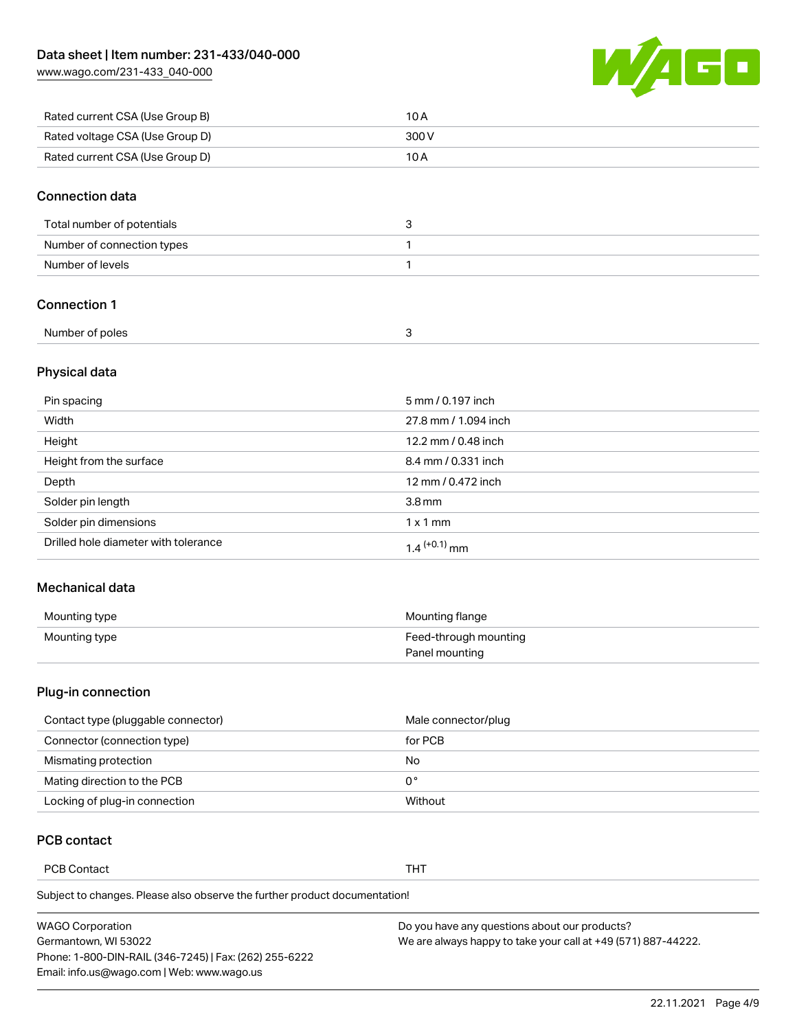| Rated current CSA (Use Group B) | 10 A |
| --- | --- |
| Rated voltage CSA (Use Group D) | 300 V |
| Rated current CSA (Use Group D) | 10 A |

## Connection data

| Total number of potentials | 3 |
| --- | --- |
| Number of connection types | 1 |
| Number of levels | 1 |

## Connection 1

| Number of poles | 3 |
| --- | --- |

## Physical data

| Pin spacing | 5 mm / 0.197 inch |
| --- | --- |
| Width | 27.8 mm / 1.094 inch |
| Height | 12.2 mm / 0.48 inch |
| Height from the surface | 8.4 mm / 0.331 inch |
| Depth | 12 mm / 0.472 inch |
| Solder pin length | 3.8 mm |
| Solder pin dimensions | 1 x 1 mm |
| Drilled hole diameter with tolerance | $1.4^{(+0.1)}$ mm |

## Mechanical data

| Mounting type | Mounting flange |
| --- | --- |
| Mounting type | Feed-through mounting<br>Panel mounting |

## Plug-in connection

| Contact type (pluggable connector) | Male connector/plug |
| --- | --- |
| Connector (connection type) | for PCB |
| Mismating protection | No |
| Mating direction to the PCB | 0 ° |
| Locking of plug-in connection | Without |

## PCB contact

| PCB Contact | THT |
| --- | --- |

Subject to changes. Please also observe the further product documentation!

WAGO Corporation
Germantown, WI 53022
Phone: 1-800-DIN-RAIL (346-7245) | Fax: (262) 255-6222
Email: info.us@wago.com | Web: www.wago.us

Do you have any questions about our products?
We are always happy to take your call at +49 (571) 887-44222.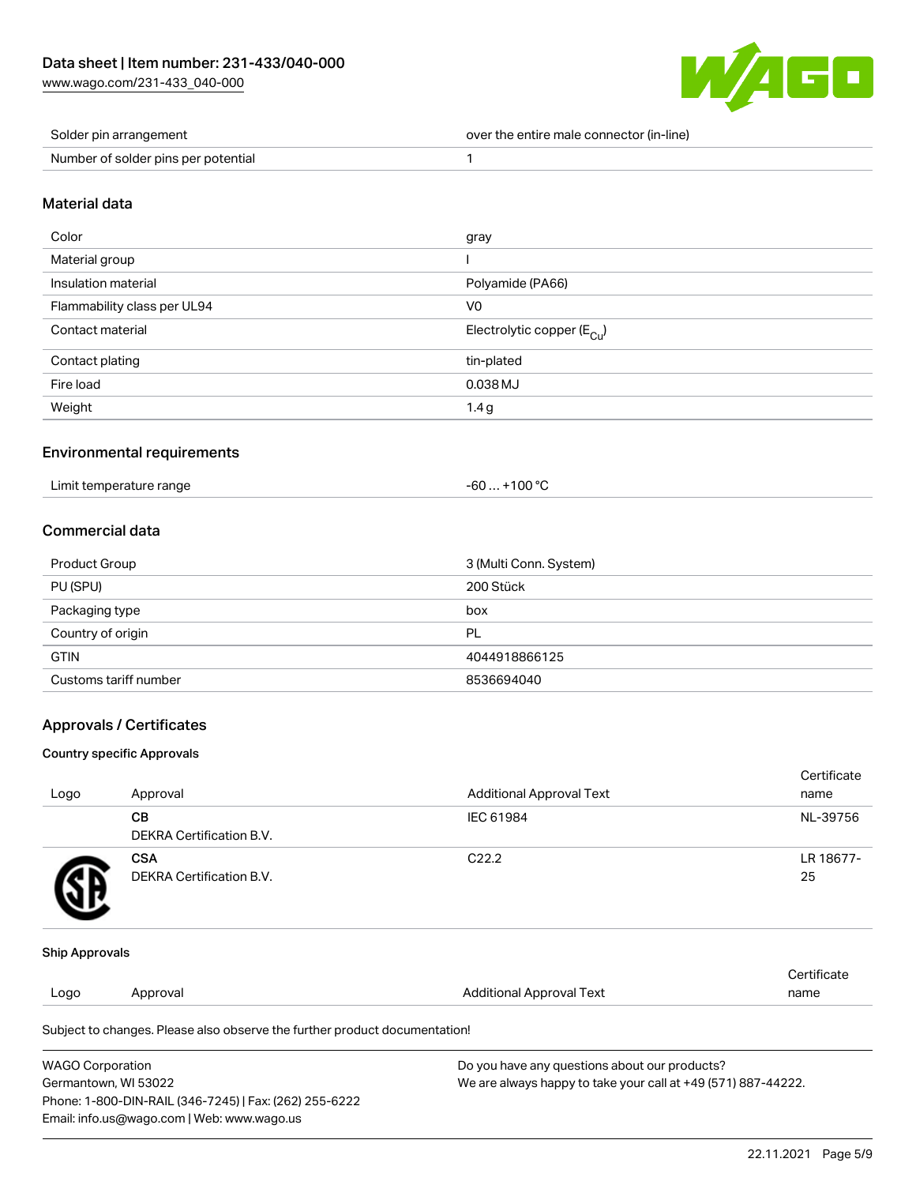| | |
|---|---|
| Solder pin arrangement | over the entire male connector (in-line) |
| Number of solder pins per potential | 1 |

## Material data

| | |
|---|---|
| Color | gray |
| Material group | I |
| Insulation material | Polyamide (PA66) |
| Flammability class per UL94 | V0 |
| Contact material | Electrolytic copper ($E_{Cu}$) |
| Contact plating | tin-plated |
| Fire load | 0.038 MJ |
| Weight | 1.4 g |

## Environmental requirements

| | |
|---|---|
| Limit temperature range | -60 … +100 °C |

## Commercial data

| | |
|---|---|
| Product Group | 3 (Multi Conn. System) |
| PU (SPU) | 200 Stück |
| Packaging type | box |
| Country of origin | PL |
| GTIN | 4044918866125 |
| Customs tariff number | 8536694040 |

## Approvals / Certificates

### Country specific Approvals

| Logo | Approval | Additional Approval Text | Certificate name |
|---|---|---|---|
| | **CB** DEKRA Certification B.V. | IEC 61984 | NL-39756 |
| | **CSA** DEKRA Certification B.V. | C22.2 | LR 18677-25 |

### Ship Approvals

| Logo | Approval | Additional Approval Text | Certificate name |
|---|---|---|---|

Subject to changes. Please also observe the further product documentation!

WAGO Corporation
Germantown, WI 53022
Phone: 1-800-DIN-RAIL (346-7245) | Fax: (262) 255-6222
Email: info.us@wago.com | Web: www.wago.us

Do you have any questions about our products?
We are always happy to take your call at +49 (571) 887-44222.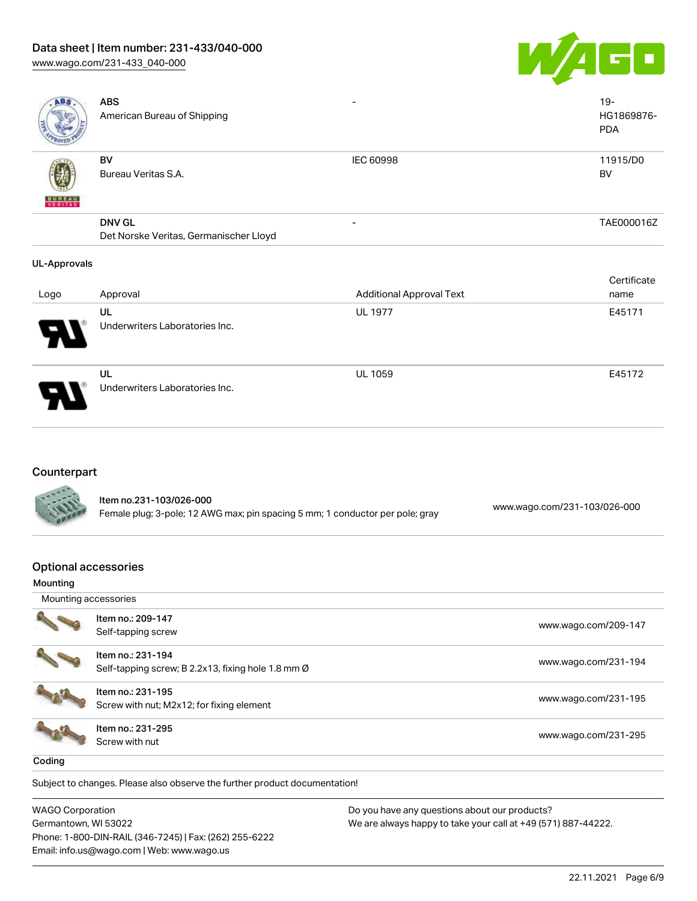| | | | |
|---|---|---|---|
| | **ABS**<br>American Bureau of Shipping | - | 19-HG1869876-PDA |
| | **BV**<br>Bureau Veritas S.A. | IEC 60998 | 11915/D0 BV |
| | **DNV GL**<br>Det Norske Veritas, Germanischer Lloyd | - | TAE000016Z |

### UL-Approvals

| Logo | Approval | Additional Approval Text | Certificate name |
|---|---|---|---|
| | **UL**<br>Underwriters Laboratories Inc. | UL 1977 | E45171 |
| | **UL**<br>Underwriters Laboratories Inc. | UL 1059 | E45172 |

## Counterpart

| | | |
|---|---|---|
| | Item no.231-103/026-000<br>Female plug; 3-pole; 12 AWG max; pin spacing 5 mm; 1 conductor per pole; gray | www.wago.com/231-103/026-000 |

## Optional accessories

### Mounting

Mounting accessories

| | | |
|---|---|---|
| | Item no.: 209-147<br>Self-tapping screw | www.wago.com/209-147 |
| | Item no.: 231-194<br>Self-tapping screw; B 2.2x13, fixing hole 1.8 mm Ø | www.wago.com/231-194 |
| | Item no.: 231-195<br>Screw with nut; M2x12; for fixing element | www.wago.com/231-195 |
| | Item no.: 231-295<br>Screw with nut | www.wago.com/231-295 |

### Coding

Subject to changes. Please also observe the further product documentation!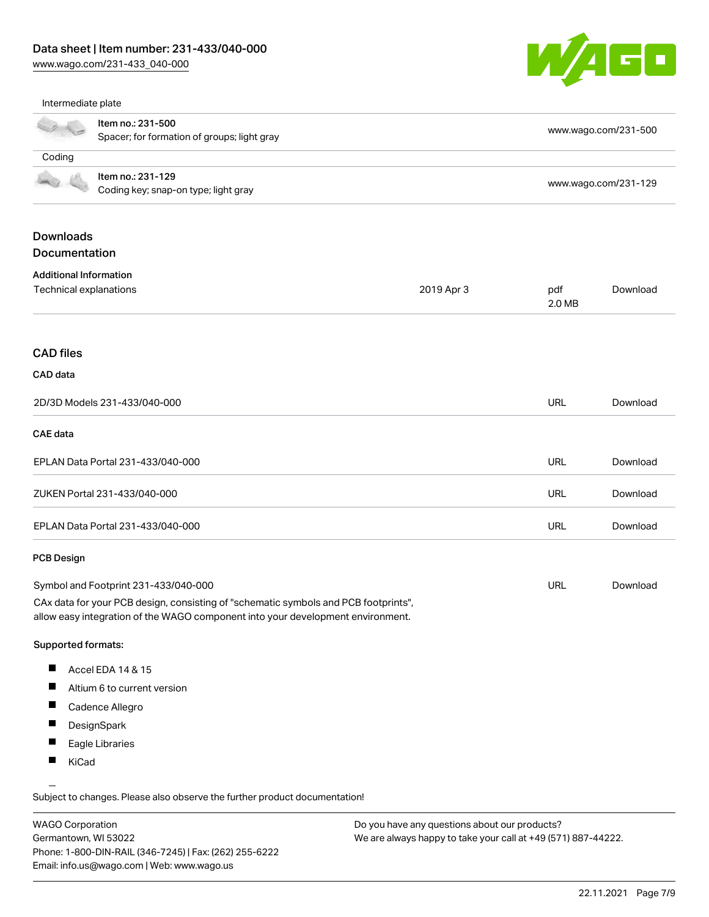Intermediate plate

| | | |
|---|---|---|
| | Item no.: 231-500<br>Spacer; for formation of groups; light gray | www.wago.com/231-500 |

Coding

| | | |
|---|---|---|
| | Item no.: 231-129<br>Coding key; snap-on type; light gray | www.wago.com/231-129 |

## Downloads
## Documentation

**Additional Information**

| | | | |
|---|---|---|---|
| Technical explanations | 2019 Apr 3 | pdf<br>2.0 MB | Download |

## CAD files

**CAD data**

| | | |
|---|---|---|
| 2D/3D Models 231-433/040-000 | URL | Download |

**CAE data**

| | | |
|---|---|---|
| EPLAN Data Portal 231-433/040-000 | URL | Download |
| ZUKEN Portal 231-433/040-000 | URL | Download |
| EPLAN Data Portal 231-433/040-000 | URL | Download |

**PCB Design**

| | | |
|---|---|---|
| Symbol and Footprint 231-433/040-000 | URL | Download |

CAx data for your PCB design, consisting of "schematic symbols and PCB footprints", allow easy integration of the WAGO component into your development environment.

Supported formats:

- Accel EDA 14 & 15
- Altium 6 to current version
- Cadence Allegro
- DesignSpark
- Eagle Libraries
- KiCad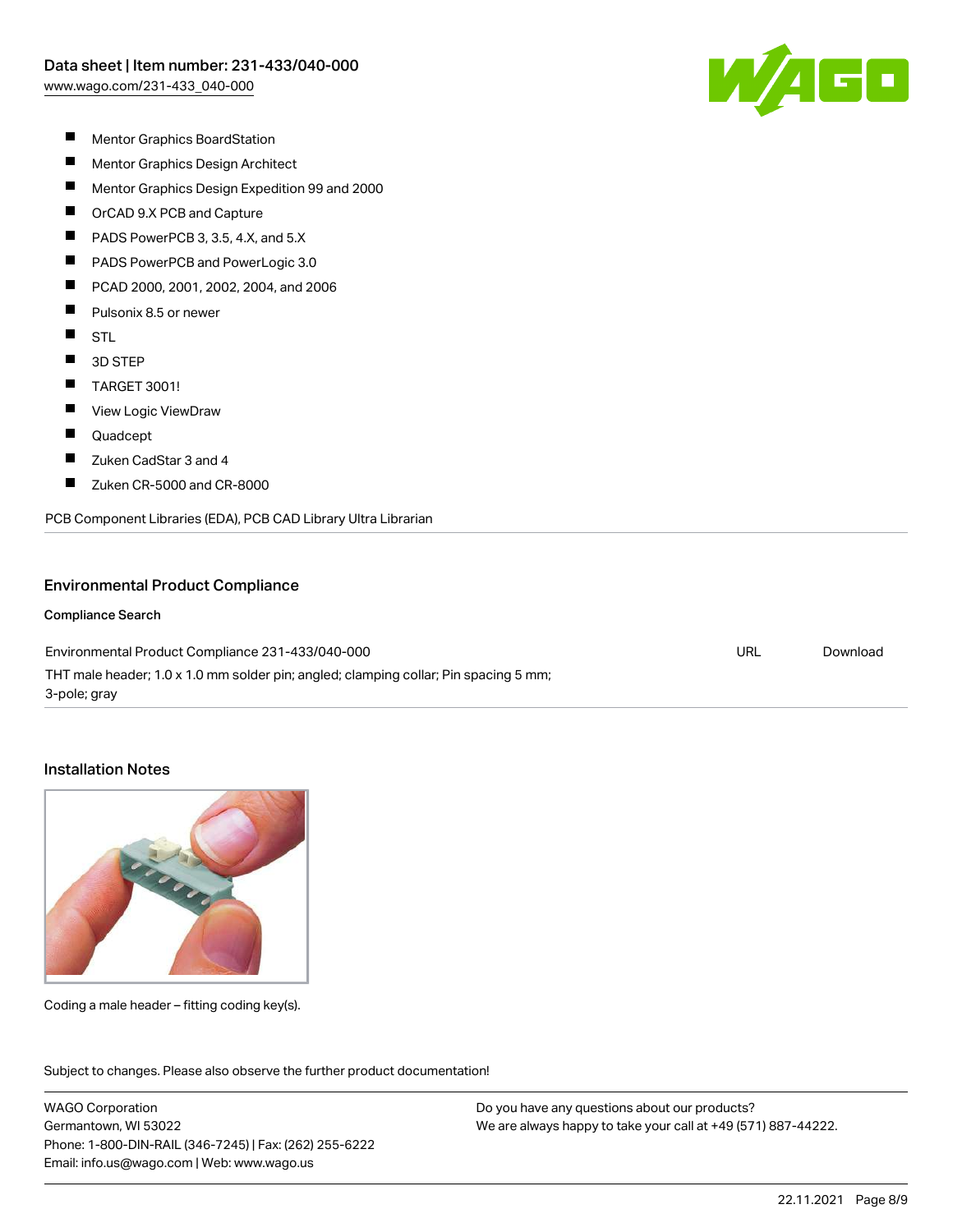- Mentor Graphics BoardStation
- Mentor Graphics Design Architect
- Mentor Graphics Design Expedition 99 and 2000
- OrCAD 9.X PCB and Capture
- PADS PowerPCB 3, 3.5, 4.X, and 5.X
- PADS PowerPCB and PowerLogic 3.0
- PCAD 2000, 2001, 2002, 2004, and 2006
- Pulsonix 8.5 or newer
- STL
- 3D STEP
- TARGET 3001!
- View Logic ViewDraw
- Quadcept
- Zuken CadStar 3 and 4
- Zuken CR-5000 and CR-8000

PCB Component Libraries (EDA), PCB CAD Library Ultra Librarian

## Environmental Product Compliance

### Compliance Search

| Environmental Product Compliance 231-433/040-000 | URL | Download |
|---|---|---|
| THT male header; 1.0 x 1.0 mm solder pin; angled; clamping collar; Pin spacing 5 mm; 3-pole; gray | | |

## Installation Notes

Coding a male header – fitting coding key(s).

Subject to changes. Please also observe the further product documentation!

WAGO Corporation
Germantown, WI 53022
Phone: 1-800-DIN-RAIL (346-7245) | Fax: (262) 255-6222
Email: info.us@wago.com | Web: www.wago.us

Do you have any questions about our products?
We are always happy to take your call at +49 (571) 887-44222.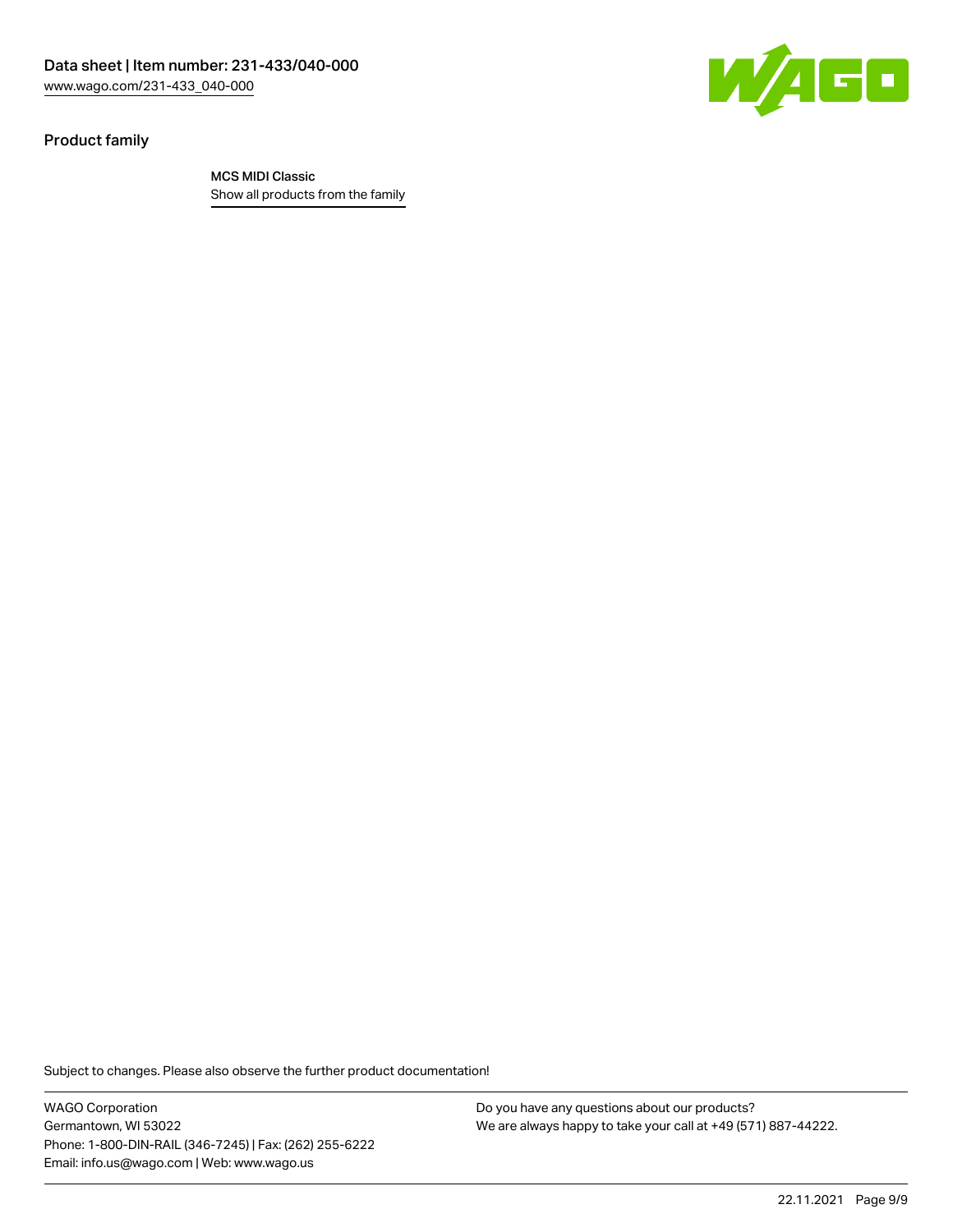## Product family

MCS MIDI Classic
Show all products from the family